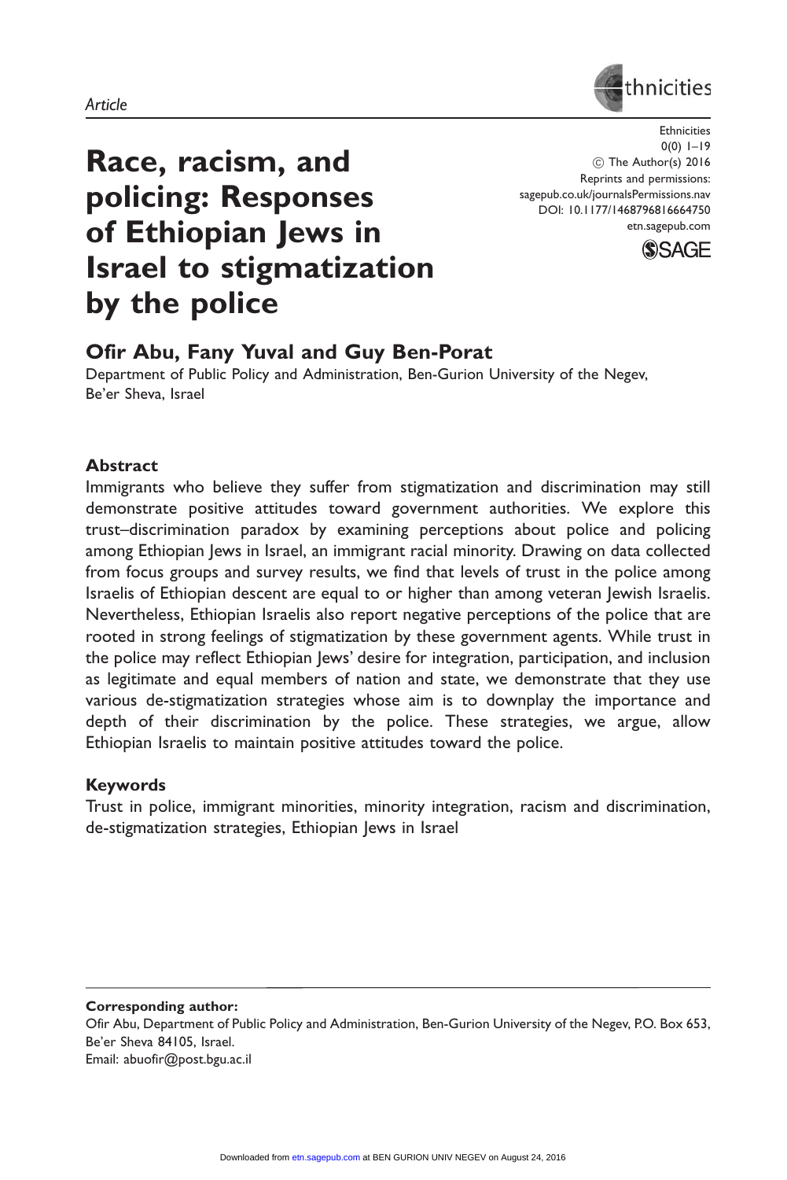*Article*

# Race, racism, and policing: Responses of Ethiopian Jews in Israel to stigmatization by the police

Ethnicities
0(0) 1–19
© The Author(s) 2016
Reprints and permissions: sagepub.co.uk/journalsPermissions.nav
DOI: 10.1177/1468796816664750
etn.sagepub.com

## Ofir Abu, Fany Yuval and Guy Ben-Porat

Department of Public Policy and Administration, Ben-Gurion University of the Negev, Be'er Sheva, Israel

### Abstract

Immigrants who believe they suffer from stigmatization and discrimination may still demonstrate positive attitudes toward government authorities. We explore this trust–discrimination paradox by examining perceptions about police and policing among Ethiopian Jews in Israel, an immigrant racial minority. Drawing on data collected from focus groups and survey results, we find that levels of trust in the police among Israelis of Ethiopian descent are equal to or higher than among veteran Jewish Israelis. Nevertheless, Ethiopian Israelis also report negative perceptions of the police that are rooted in strong feelings of stigmatization by these government agents. While trust in the police may reflect Ethiopian Jews' desire for integration, participation, and inclusion as legitimate and equal members of nation and state, we demonstrate that they use various de-stigmatization strategies whose aim is to downplay the importance and depth of their discrimination by the police. These strategies, we argue, allow Ethiopian Israelis to maintain positive attitudes toward the police.

### Keywords

Trust in police, immigrant minorities, minority integration, racism and discrimination, de-stigmatization strategies, Ethiopian Jews in Israel

---

**Corresponding author:**
Ofir Abu, Department of Public Policy and Administration, Ben-Gurion University of the Negev, P.O. Box 653, Be'er Sheva 84105, Israel.
Email: abuofir@post.bgu.ac.il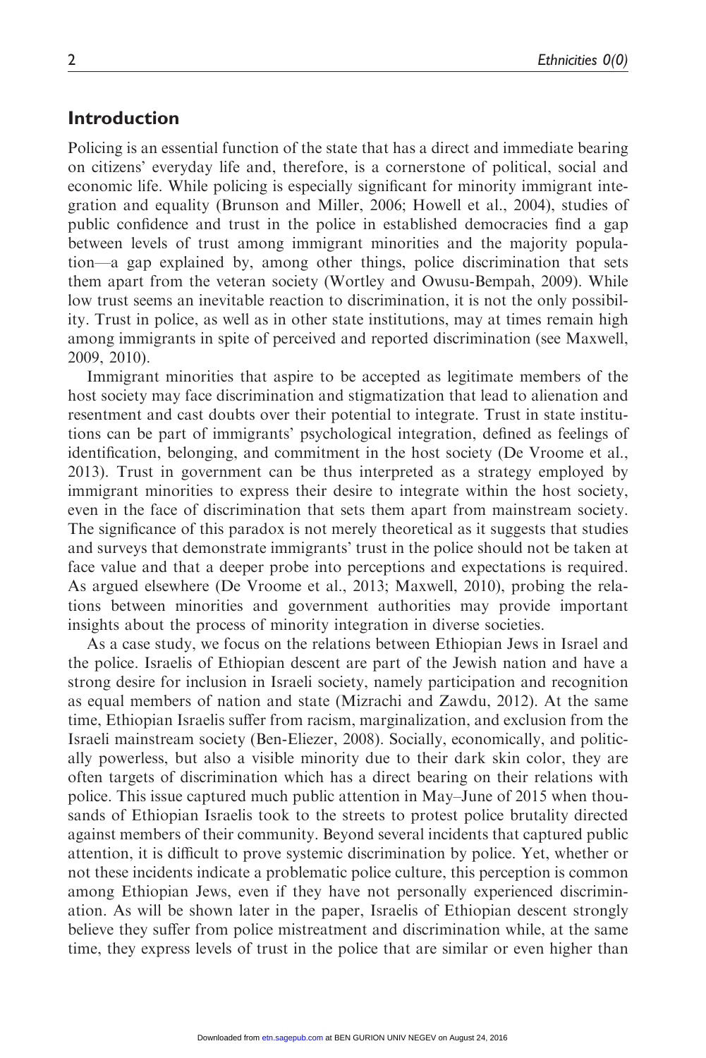## Introduction

Policing is an essential function of the state that has a direct and immediate bearing on citizens' everyday life and, therefore, is a cornerstone of political, social and economic life. While policing is especially significant for minority immigrant integration and equality (Brunson and Miller, 2006; Howell et al., 2004), studies of public confidence and trust in the police in established democracies find a gap between levels of trust among immigrant minorities and the majority population—a gap explained by, among other things, police discrimination that sets them apart from the veteran society (Wortley and Owusu-Bempah, 2009). While low trust seems an inevitable reaction to discrimination, it is not the only possibility. Trust in police, as well as in other state institutions, may at times remain high among immigrants in spite of perceived and reported discrimination (see Maxwell, 2009, 2010).

Immigrant minorities that aspire to be accepted as legitimate members of the host society may face discrimination and stigmatization that lead to alienation and resentment and cast doubts over their potential to integrate. Trust in state institutions can be part of immigrants' psychological integration, defined as feelings of identification, belonging, and commitment in the host society (De Vroome et al., 2013). Trust in government can be thus interpreted as a strategy employed by immigrant minorities to express their desire to integrate within the host society, even in the face of discrimination that sets them apart from mainstream society. The significance of this paradox is not merely theoretical as it suggests that studies and surveys that demonstrate immigrants' trust in the police should not be taken at face value and that a deeper probe into perceptions and expectations is required. As argued elsewhere (De Vroome et al., 2013; Maxwell, 2010), probing the relations between minorities and government authorities may provide important insights about the process of minority integration in diverse societies.

As a case study, we focus on the relations between Ethiopian Jews in Israel and the police. Israelis of Ethiopian descent are part of the Jewish nation and have a strong desire for inclusion in Israeli society, namely participation and recognition as equal members of nation and state (Mizrachi and Zawdu, 2012). At the same time, Ethiopian Israelis suffer from racism, marginalization, and exclusion from the Israeli mainstream society (Ben-Eliezer, 2008). Socially, economically, and politically powerless, but also a visible minority due to their dark skin color, they are often targets of discrimination which has a direct bearing on their relations with police. This issue captured much public attention in May–June of 2015 when thousands of Ethiopian Israelis took to the streets to protest police brutality directed against members of their community. Beyond several incidents that captured public attention, it is difficult to prove systemic discrimination by police. Yet, whether or not these incidents indicate a problematic police culture, this perception is common among Ethiopian Jews, even if they have not personally experienced discrimination. As will be shown later in the paper, Israelis of Ethiopian descent strongly believe they suffer from police mistreatment and discrimination while, at the same time, they express levels of trust in the police that are similar or even higher than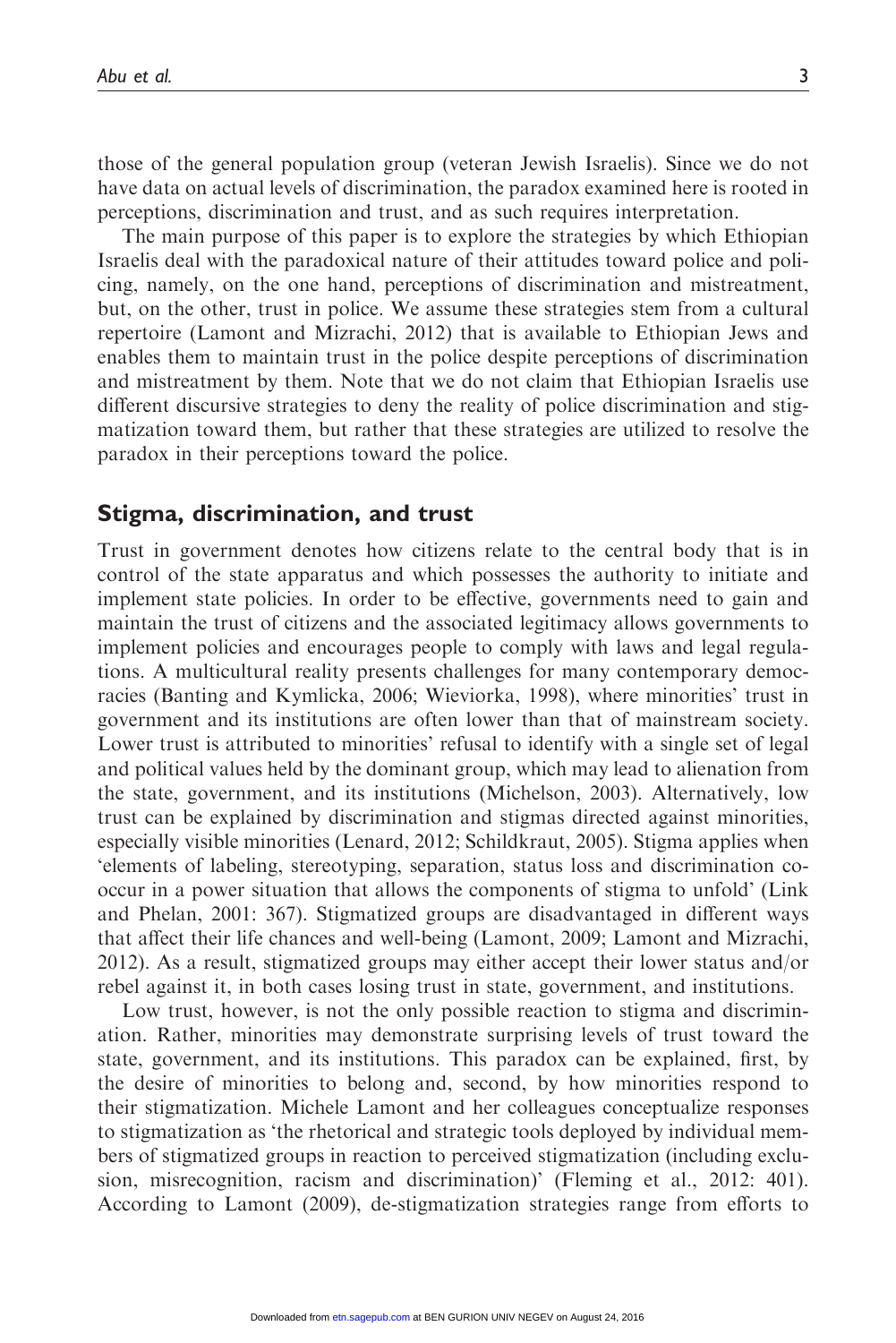those of the general population group (veteran Jewish Israelis). Since we do not have data on actual levels of discrimination, the paradox examined here is rooted in perceptions, discrimination and trust, and as such requires interpretation.

The main purpose of this paper is to explore the strategies by which Ethiopian Israelis deal with the paradoxical nature of their attitudes toward police and policing, namely, on the one hand, perceptions of discrimination and mistreatment, but, on the other, trust in police. We assume these strategies stem from a cultural repertoire (Lamont and Mizrachi, 2012) that is available to Ethiopian Jews and enables them to maintain trust in the police despite perceptions of discrimination and mistreatment by them. Note that we do not claim that Ethiopian Israelis use different discursive strategies to deny the reality of police discrimination and stigmatization toward them, but rather that these strategies are utilized to resolve the paradox in their perceptions toward the police.

## Stigma, discrimination, and trust

Trust in government denotes how citizens relate to the central body that is in control of the state apparatus and which possesses the authority to initiate and implement state policies. In order to be effective, governments need to gain and maintain the trust of citizens and the associated legitimacy allows governments to implement policies and encourages people to comply with laws and legal regulations. A multicultural reality presents challenges for many contemporary democracies (Banting and Kymlicka, 2006; Wieviorka, 1998), where minorities' trust in government and its institutions are often lower than that of mainstream society. Lower trust is attributed to minorities' refusal to identify with a single set of legal and political values held by the dominant group, which may lead to alienation from the state, government, and its institutions (Michelson, 2003). Alternatively, low trust can be explained by discrimination and stigmas directed against minorities, especially visible minorities (Lenard, 2012; Schildkraut, 2005). Stigma applies when 'elements of labeling, stereotyping, separation, status loss and discrimination co-occur in a power situation that allows the components of stigma to unfold' (Link and Phelan, 2001: 367). Stigmatized groups are disadvantaged in different ways that affect their life chances and well-being (Lamont, 2009; Lamont and Mizrachi, 2012). As a result, stigmatized groups may either accept their lower status and/or rebel against it, in both cases losing trust in state, government, and institutions.

Low trust, however, is not the only possible reaction to stigma and discrimination. Rather, minorities may demonstrate surprising levels of trust toward the state, government, and its institutions. This paradox can be explained, first, by the desire of minorities to belong and, second, by how minorities respond to their stigmatization. Michele Lamont and her colleagues conceptualize responses to stigmatization as 'the rhetorical and strategic tools deployed by individual members of stigmatized groups in reaction to perceived stigmatization (including exclusion, misrecognition, racism and discrimination)' (Fleming et al., 2012: 401). According to Lamont (2009), de-stigmatization strategies range from efforts to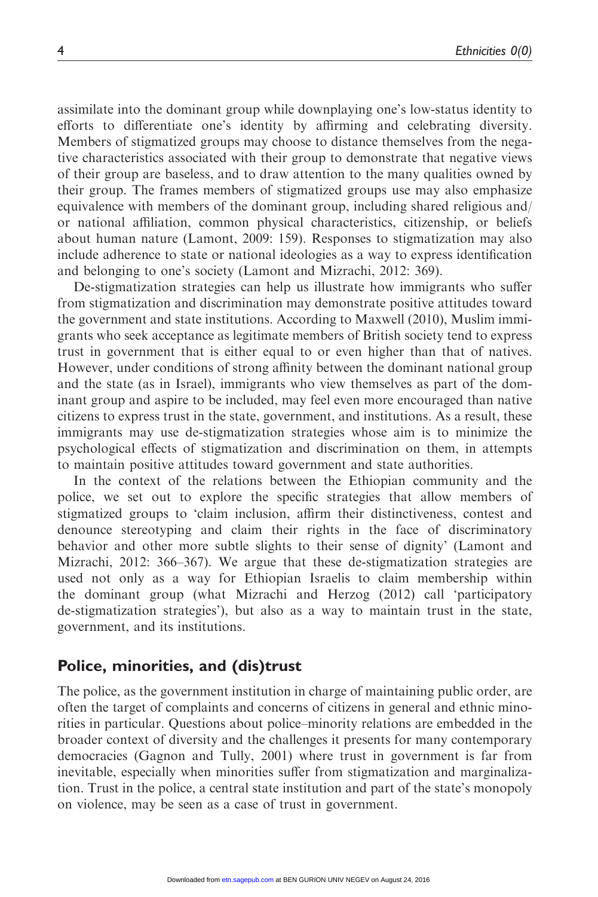assimilate into the dominant group while downplaying one's low-status identity to efforts to differentiate one's identity by affirming and celebrating diversity. Members of stigmatized groups may choose to distance themselves from the negative characteristics associated with their group to demonstrate that negative views of their group are baseless, and to draw attention to the many qualities owned by their group. The frames members of stigmatized groups use may also emphasize equivalence with members of the dominant group, including shared religious and/or national affiliation, common physical characteristics, citizenship, or beliefs about human nature (Lamont, 2009: 159). Responses to stigmatization may also include adherence to state or national ideologies as a way to express identification and belonging to one's society (Lamont and Mizrachi, 2012: 369).

De-stigmatization strategies can help us illustrate how immigrants who suffer from stigmatization and discrimination may demonstrate positive attitudes toward the government and state institutions. According to Maxwell (2010), Muslim immigrants who seek acceptance as legitimate members of British society tend to express trust in government that is either equal to or even higher than that of natives. However, under conditions of strong affinity between the dominant national group and the state (as in Israel), immigrants who view themselves as part of the dominant group and aspire to be included, may feel even more encouraged than native citizens to express trust in the state, government, and institutions. As a result, these immigrants may use de-stigmatization strategies whose aim is to minimize the psychological effects of stigmatization and discrimination on them, in attempts to maintain positive attitudes toward government and state authorities.

In the context of the relations between the Ethiopian community and the police, we set out to explore the specific strategies that allow members of stigmatized groups to 'claim inclusion, affirm their distinctiveness, contest and denounce stereotyping and claim their rights in the face of discriminatory behavior and other more subtle slights to their sense of dignity' (Lamont and Mizrachi, 2012: 366–367). We argue that these de-stigmatization strategies are used not only as a way for Ethiopian Israelis to claim membership within the dominant group (what Mizrachi and Herzog (2012) call 'participatory de-stigmatization strategies'), but also as a way to maintain trust in the state, government, and its institutions.

## Police, minorities, and (dis)trust

The police, as the government institution in charge of maintaining public order, are often the target of complaints and concerns of citizens in general and ethnic minorities in particular. Questions about police–minority relations are embedded in the broader context of diversity and the challenges it presents for many contemporary democracies (Gagnon and Tully, 2001) where trust in government is far from inevitable, especially when minorities suffer from stigmatization and marginalization. Trust in the police, a central state institution and part of the state's monopoly on violence, may be seen as a case of trust in government.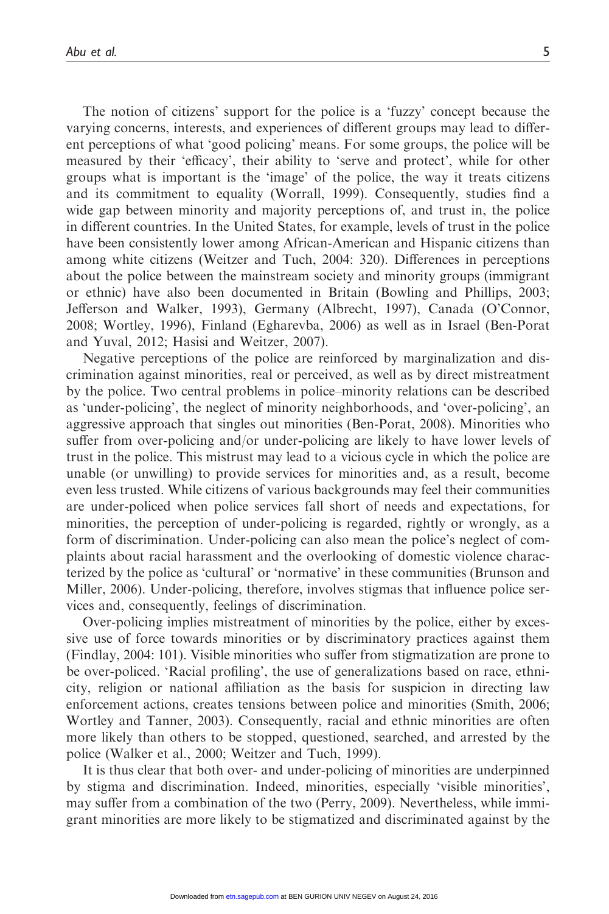The notion of citizens' support for the police is a 'fuzzy' concept because the varying concerns, interests, and experiences of different groups may lead to different perceptions of what 'good policing' means. For some groups, the police will be measured by their 'efficacy', their ability to 'serve and protect', while for other groups what is important is the 'image' of the police, the way it treats citizens and its commitment to equality (Worrall, 1999). Consequently, studies find a wide gap between minority and majority perceptions of, and trust in, the police in different countries. In the United States, for example, levels of trust in the police have been consistently lower among African-American and Hispanic citizens than among white citizens (Weitzer and Tuch, 2004: 320). Differences in perceptions about the police between the mainstream society and minority groups (immigrant or ethnic) have also been documented in Britain (Bowling and Phillips, 2003; Jefferson and Walker, 1993), Germany (Albrecht, 1997), Canada (O'Connor, 2008; Wortley, 1996), Finland (Egharevba, 2006) as well as in Israel (Ben-Porat and Yuval, 2012; Hasisi and Weitzer, 2007).

Negative perceptions of the police are reinforced by marginalization and discrimination against minorities, real or perceived, as well as by direct mistreatment by the police. Two central problems in police–minority relations can be described as 'under-policing', the neglect of minority neighborhoods, and 'over-policing', an aggressive approach that singles out minorities (Ben-Porat, 2008). Minorities who suffer from over-policing and/or under-policing are likely to have lower levels of trust in the police. This mistrust may lead to a vicious cycle in which the police are unable (or unwilling) to provide services for minorities and, as a result, become even less trusted. While citizens of various backgrounds may feel their communities are under-policed when police services fall short of needs and expectations, for minorities, the perception of under-policing is regarded, rightly or wrongly, as a form of discrimination. Under-policing can also mean the police's neglect of complaints about racial harassment and the overlooking of domestic violence characterized by the police as 'cultural' or 'normative' in these communities (Brunson and Miller, 2006). Under-policing, therefore, involves stigmas that influence police services and, consequently, feelings of discrimination.

Over-policing implies mistreatment of minorities by the police, either by excessive use of force towards minorities or by discriminatory practices against them (Findlay, 2004: 101). Visible minorities who suffer from stigmatization are prone to be over-policed. 'Racial profiling', the use of generalizations based on race, ethnicity, religion or national affiliation as the basis for suspicion in directing law enforcement actions, creates tensions between police and minorities (Smith, 2006; Wortley and Tanner, 2003). Consequently, racial and ethnic minorities are often more likely than others to be stopped, questioned, searched, and arrested by the police (Walker et al., 2000; Weitzer and Tuch, 1999).

It is thus clear that both over- and under-policing of minorities are underpinned by stigma and discrimination. Indeed, minorities, especially 'visible minorities', may suffer from a combination of the two (Perry, 2009). Nevertheless, while immigrant minorities are more likely to be stigmatized and discriminated against by the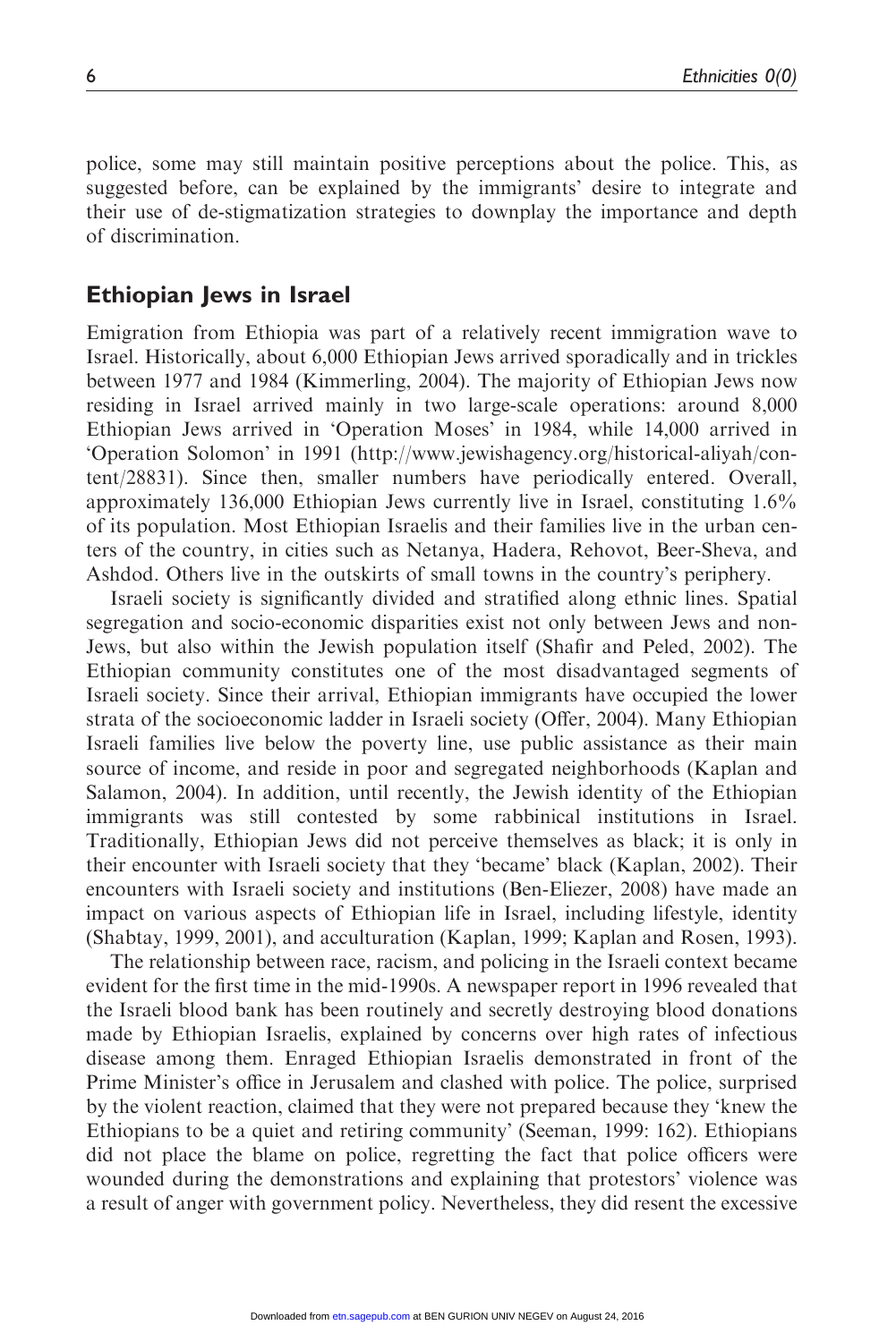police, some may still maintain positive perceptions about the police. This, as suggested before, can be explained by the immigrants' desire to integrate and their use of de-stigmatization strategies to downplay the importance and depth of discrimination.

## Ethiopian Jews in Israel

Emigration from Ethiopia was part of a relatively recent immigration wave to Israel. Historically, about 6,000 Ethiopian Jews arrived sporadically and in trickles between 1977 and 1984 (Kimmerling, 2004). The majority of Ethiopian Jews now residing in Israel arrived mainly in two large-scale operations: around 8,000 Ethiopian Jews arrived in 'Operation Moses' in 1984, while 14,000 arrived in 'Operation Solomon' in 1991 (http://www.jewishagency.org/historical-aliyah/content/28831). Since then, smaller numbers have periodically entered. Overall, approximately 136,000 Ethiopian Jews currently live in Israel, constituting 1.6% of its population. Most Ethiopian Israelis and their families live in the urban centers of the country, in cities such as Netanya, Hadera, Rehovot, Beer-Sheva, and Ashdod. Others live in the outskirts of small towns in the country's periphery.

Israeli society is significantly divided and stratified along ethnic lines. Spatial segregation and socio-economic disparities exist not only between Jews and non-Jews, but also within the Jewish population itself (Shafir and Peled, 2002). The Ethiopian community constitutes one of the most disadvantaged segments of Israeli society. Since their arrival, Ethiopian immigrants have occupied the lower strata of the socioeconomic ladder in Israeli society (Offer, 2004). Many Ethiopian Israeli families live below the poverty line, use public assistance as their main source of income, and reside in poor and segregated neighborhoods (Kaplan and Salamon, 2004). In addition, until recently, the Jewish identity of the Ethiopian immigrants was still contested by some rabbinical institutions in Israel. Traditionally, Ethiopian Jews did not perceive themselves as black; it is only in their encounter with Israeli society that they 'became' black (Kaplan, 2002). Their encounters with Israeli society and institutions (Ben-Eliezer, 2008) have made an impact on various aspects of Ethiopian life in Israel, including lifestyle, identity (Shabtay, 1999, 2001), and acculturation (Kaplan, 1999; Kaplan and Rosen, 1993).

The relationship between race, racism, and policing in the Israeli context became evident for the first time in the mid-1990s. A newspaper report in 1996 revealed that the Israeli blood bank has been routinely and secretly destroying blood donations made by Ethiopian Israelis, explained by concerns over high rates of infectious disease among them. Enraged Ethiopian Israelis demonstrated in front of the Prime Minister's office in Jerusalem and clashed with police. The police, surprised by the violent reaction, claimed that they were not prepared because they 'knew the Ethiopians to be a quiet and retiring community' (Seeman, 1999: 162). Ethiopians did not place the blame on police, regretting the fact that police officers were wounded during the demonstrations and explaining that protestors' violence was a result of anger with government policy. Nevertheless, they did resent the excessive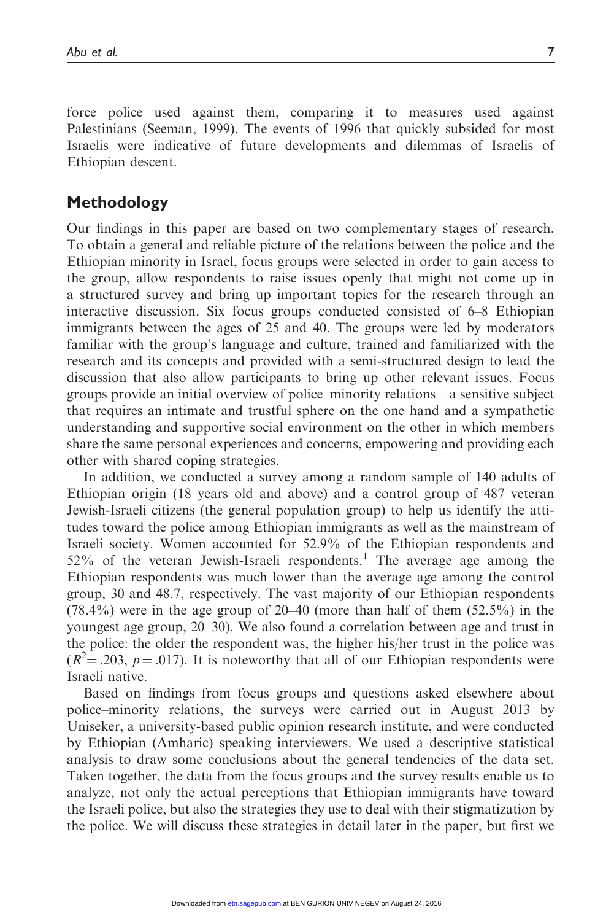force police used against them, comparing it to measures used against Palestinians (Seeman, 1999). The events of 1996 that quickly subsided for most Israelis were indicative of future developments and dilemmas of Israelis of Ethiopian descent.

## Methodology

Our findings in this paper are based on two complementary stages of research. To obtain a general and reliable picture of the relations between the police and the Ethiopian minority in Israel, focus groups were selected in order to gain access to the group, allow respondents to raise issues openly that might not come up in a structured survey and bring up important topics for the research through an interactive discussion. Six focus groups conducted consisted of 6–8 Ethiopian immigrants between the ages of 25 and 40. The groups were led by moderators familiar with the group's language and culture, trained and familiarized with the research and its concepts and provided with a semi-structured design to lead the discussion that also allow participants to bring up other relevant issues. Focus groups provide an initial overview of police–minority relations—a sensitive subject that requires an intimate and trustful sphere on the one hand and a sympathetic understanding and supportive social environment on the other in which members share the same personal experiences and concerns, empowering and providing each other with shared coping strategies.

In addition, we conducted a survey among a random sample of 140 adults of Ethiopian origin (18 years old and above) and a control group of 487 veteran Jewish-Israeli citizens (the general population group) to help us identify the attitudes toward the police among Ethiopian immigrants as well as the mainstream of Israeli society. Women accounted for 52.9% of the Ethiopian respondents and 52% of the veteran Jewish-Israeli respondents.[1] The average age among the Ethiopian respondents was much lower than the average age among the control group, 30 and 48.7, respectively. The vast majority of our Ethiopian respondents (78.4%) were in the age group of 20–40 (more than half of them (52.5%) in the youngest age group, 20–30). We also found a correlation between age and trust in the police: the older the respondent was, the higher his/her trust in the police was ($R^2 = .203$, $p = .017$). It is noteworthy that all of our Ethiopian respondents were Israeli native.

Based on findings from focus groups and questions asked elsewhere about police–minority relations, the surveys were carried out in August 2013 by Uniseker, a university-based public opinion research institute, and were conducted by Ethiopian (Amharic) speaking interviewers. We used a descriptive statistical analysis to draw some conclusions about the general tendencies of the data set. Taken together, the data from the focus groups and the survey results enable us to analyze, not only the actual perceptions that Ethiopian immigrants have toward the Israeli police, but also the strategies they use to deal with their stigmatization by the police. We will discuss these strategies in detail later in the paper, but first we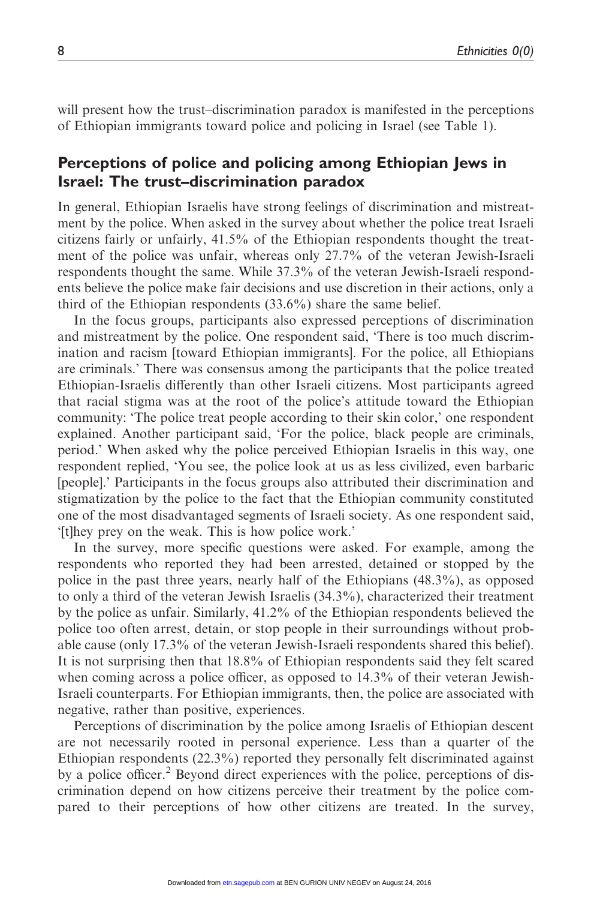will present how the trust–discrimination paradox is manifested in the perceptions of Ethiopian immigrants toward police and policing in Israel (see Table 1).

## Perceptions of police and policing among Ethiopian Jews in Israel: The trust–discrimination paradox

In general, Ethiopian Israelis have strong feelings of discrimination and mistreatment by the police. When asked in the survey about whether the police treat Israeli citizens fairly or unfairly, 41.5% of the Ethiopian respondents thought the treatment of the police was unfair, whereas only 27.7% of the veteran Jewish-Israeli respondents thought the same. While 37.3% of the veteran Jewish-Israeli respondents believe the police make fair decisions and use discretion in their actions, only a third of the Ethiopian respondents (33.6%) share the same belief.

In the focus groups, participants also expressed perceptions of discrimination and mistreatment by the police. One respondent said, 'There is too much discrimination and racism [toward Ethiopian immigrants]. For the police, all Ethiopians are criminals.' There was consensus among the participants that the police treated Ethiopian-Israelis differently than other Israeli citizens. Most participants agreed that racial stigma was at the root of the police's attitude toward the Ethiopian community: 'The police treat people according to their skin color,' one respondent explained. Another participant said, 'For the police, black people are criminals, period.' When asked why the police perceived Ethiopian Israelis in this way, one respondent replied, 'You see, the police look at us as less civilized, even barbaric [people].' Participants in the focus groups also attributed their discrimination and stigmatization by the police to the fact that the Ethiopian community constituted one of the most disadvantaged segments of Israeli society. As one respondent said, '[t]hey prey on the weak. This is how police work.'

In the survey, more specific questions were asked. For example, among the respondents who reported they had been arrested, detained or stopped by the police in the past three years, nearly half of the Ethiopians (48.3%), as opposed to only a third of the veteran Jewish Israelis (34.3%), characterized their treatment by the police as unfair. Similarly, 41.2% of the Ethiopian respondents believed the police too often arrest, detain, or stop people in their surroundings without probable cause (only 17.3% of the veteran Jewish-Israeli respondents shared this belief). It is not surprising then that 18.8% of Ethiopian respondents said they felt scared when coming across a police officer, as opposed to 14.3% of their veteran Jewish-Israeli counterparts. For Ethiopian immigrants, then, the police are associated with negative, rather than positive, experiences.

Perceptions of discrimination by the police among Israelis of Ethiopian descent are not necessarily rooted in personal experience. Less than a quarter of the Ethiopian respondents (22.3%) reported they personally felt discriminated against by a police officer.[2] Beyond direct experiences with the police, perceptions of discrimination depend on how citizens perceive their treatment by the police compared to their perceptions of how other citizens are treated. In the survey,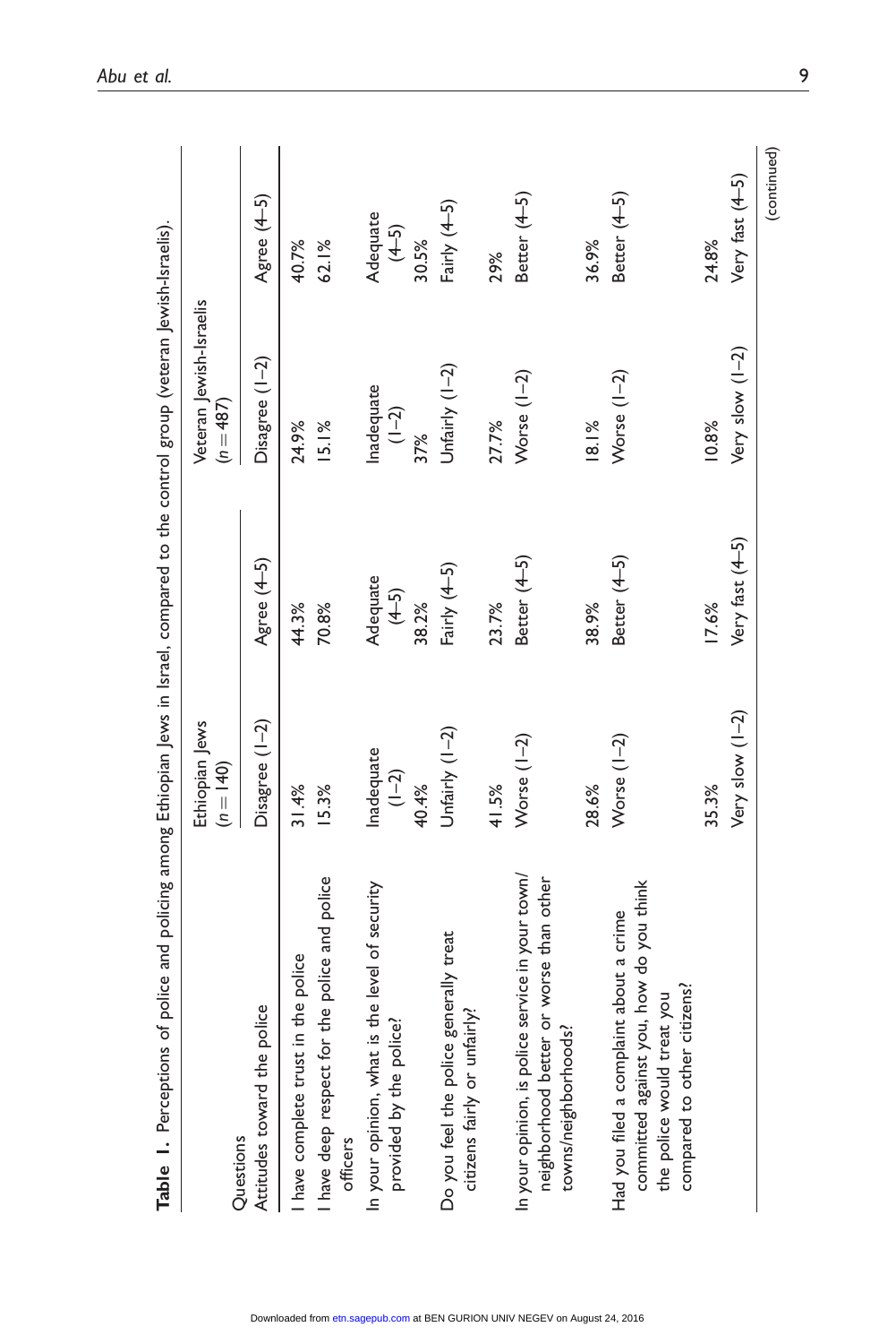**Table 1.** Perceptions of police and policing among Ethiopian Jews in Israel, compared to the control group (veteran Jewish-Israelis).

| Questions | Ethiopian Jews ($n = 140$) | | Veteran Jewish-Israelis ($n = 487$) | |
|---|---|---|---|---|
| Attitudes toward the police | Disagree (1–2) | Agree (4–5) | Disagree (1–2) | Agree (4–5) |
| I have complete trust in the police | 31.4% | 44.3% | 24.9% | 40.7% |
| I have deep respect for the police and police officers | 15.3% | 70.8% | 15.1% | 62.1% |
| | Inadequate (1–2) | Adequate (4–5) | Inadequate (1–2) | Adequate (4–5) |
| In your opinion, what is the level of security provided by the police? | 40.4% | 38.2% | 37% | 30.5% |
| | Unfairly (1–2) | Fairly (4–5) | Unfairly (1–2) | Fairly (4–5) |
| Do you feel the police generally treat citizens fairly or unfairly? | 41.5% | 23.7% | 27.7% | 29% |
| | Worse (1–2) | Better (4–5) | Worse (1–2) | Better (4–5) |
| In your opinion, is police service in your town/neighborhood better or worse than other towns/neighborhoods? | 28.6% | 38.9% | 18.1% | 36.9% |
| | Worse (1–2) | Better (4–5) | Worse (1–2) | Better (4–5) |
| Had you filed a complaint about a crime committed against you, how do you think the police would treat you compared to other citizens? | 35.3% | 17.6% | 10.8% | 24.8% |
| | Very slow (1–2) | Very fast (4–5) | Very slow (1–2) | Very fast (4–5) |

(continued)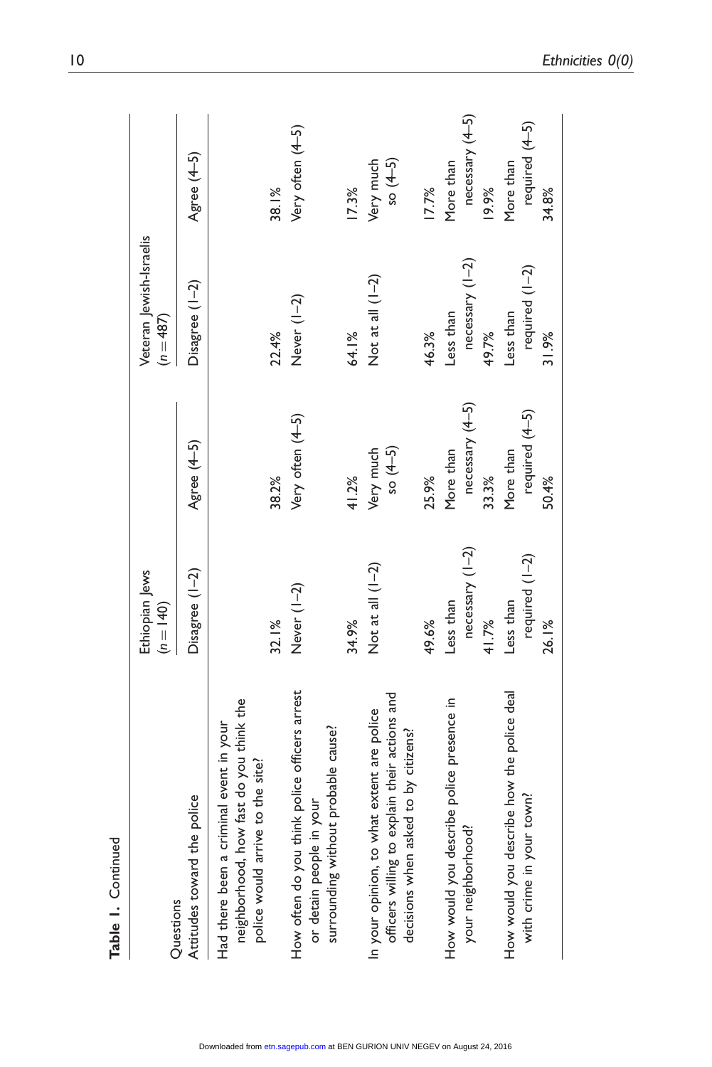**Table 1.** Continued

| Questions | Ethiopian Jews ($n = 140$) | | Veteran Jewish-Israelis ($n = 487$) | |
|---|---|---|---|---|
| Attitudes toward the police | Disagree (1–2) | Agree (4–5) | Disagree (1–2) | Agree (4–5) |
| Had there been a criminal event in your neighborhood, how fast do you think the police would arrive to the site? | 32.1% | 38.2% | 22.4% | 38.1% |
| | Never (1–2) | Very often (4–5) | Never (1–2) | Very often (4–5) |
| How often do you think police officers arrest or detain people in your surrounding without probable cause? | 34.9% | 41.2% | 64.1% | 17.3% |
| | Not at all (1–2) | Very much so (4–5) | Not at all (1–2) | Very much so (4–5) |
| In your opinion, to what extent are police officers willing to explain their actions and decisions when asked to by citizens? | 49.6% | 25.9% | 46.3% | 17.7% |
| | Less than necessary (1–2) | More than necessary (4–5) | Less than necessary (1–2) | More than necessary (4–5) |
| How would you describe police presence in your neighborhood? | 41.7% | 33.3% | 49.7% | 19.9% |
| | Less than required (1–2) | More than required (4–5) | Less than required (1–2) | More than required (4–5) |
| How would you describe how the police deal with crime in your town? | 26.1% | 50.4% | 31.9% | 34.8% |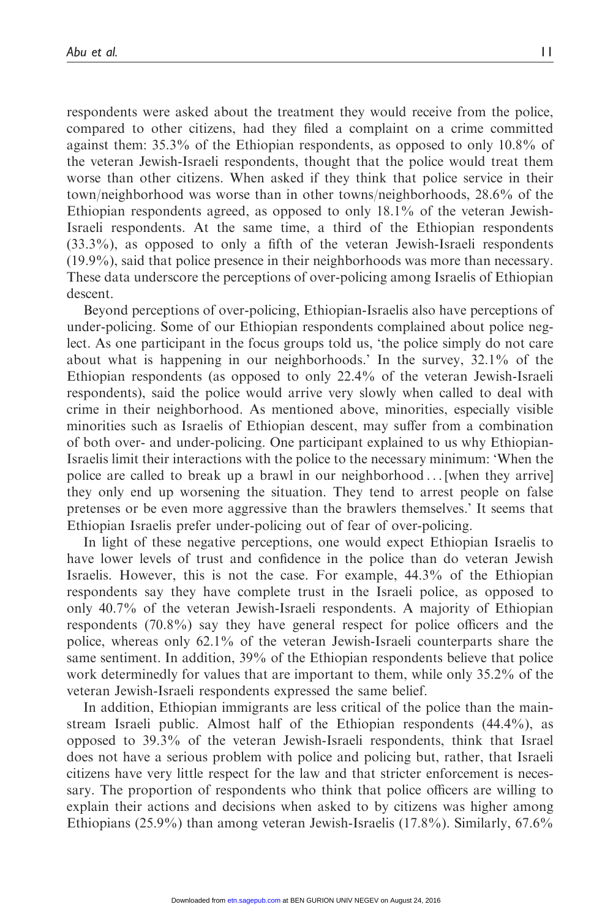respondents were asked about the treatment they would receive from the police, compared to other citizens, had they filed a complaint on a crime committed against them: 35.3% of the Ethiopian respondents, as opposed to only 10.8% of the veteran Jewish-Israeli respondents, thought that the police would treat them worse than other citizens. When asked if they think that police service in their town/neighborhood was worse than in other towns/neighborhoods, 28.6% of the Ethiopian respondents agreed, as opposed to only 18.1% of the veteran Jewish-Israeli respondents. At the same time, a third of the Ethiopian respondents (33.3%), as opposed to only a fifth of the veteran Jewish-Israeli respondents (19.9%), said that police presence in their neighborhoods was more than necessary. These data underscore the perceptions of over-policing among Israelis of Ethiopian descent.

Beyond perceptions of over-policing, Ethiopian-Israelis also have perceptions of under-policing. Some of our Ethiopian respondents complained about police neglect. As one participant in the focus groups told us, 'the police simply do not care about what is happening in our neighborhoods.' In the survey, 32.1% of the Ethiopian respondents (as opposed to only 22.4% of the veteran Jewish-Israeli respondents), said the police would arrive very slowly when called to deal with crime in their neighborhood. As mentioned above, minorities, especially visible minorities such as Israelis of Ethiopian descent, may suffer from a combination of both over- and under-policing. One participant explained to us why Ethiopian-Israelis limit their interactions with the police to the necessary minimum: 'When the police are called to break up a brawl in our neighborhood ... [when they arrive] they only end up worsening the situation. They tend to arrest people on false pretenses or be even more aggressive than the brawlers themselves.' It seems that Ethiopian Israelis prefer under-policing out of fear of over-policing.

In light of these negative perceptions, one would expect Ethiopian Israelis to have lower levels of trust and confidence in the police than do veteran Jewish Israelis. However, this is not the case. For example, 44.3% of the Ethiopian respondents say they have complete trust in the Israeli police, as opposed to only 40.7% of the veteran Jewish-Israeli respondents. A majority of Ethiopian respondents (70.8%) say they have general respect for police officers and the police, whereas only 62.1% of the veteran Jewish-Israeli counterparts share the same sentiment. In addition, 39% of the Ethiopian respondents believe that police work determinedly for values that are important to them, while only 35.2% of the veteran Jewish-Israeli respondents expressed the same belief.

In addition, Ethiopian immigrants are less critical of the police than the mainstream Israeli public. Almost half of the Ethiopian respondents (44.4%), as opposed to 39.3% of the veteran Jewish-Israeli respondents, think that Israel does not have a serious problem with police and policing but, rather, that Israeli citizens have very little respect for the law and that stricter enforcement is necessary. The proportion of respondents who think that police officers are willing to explain their actions and decisions when asked to by citizens was higher among Ethiopians (25.9%) than among veteran Jewish-Israelis (17.8%). Similarly, 67.6%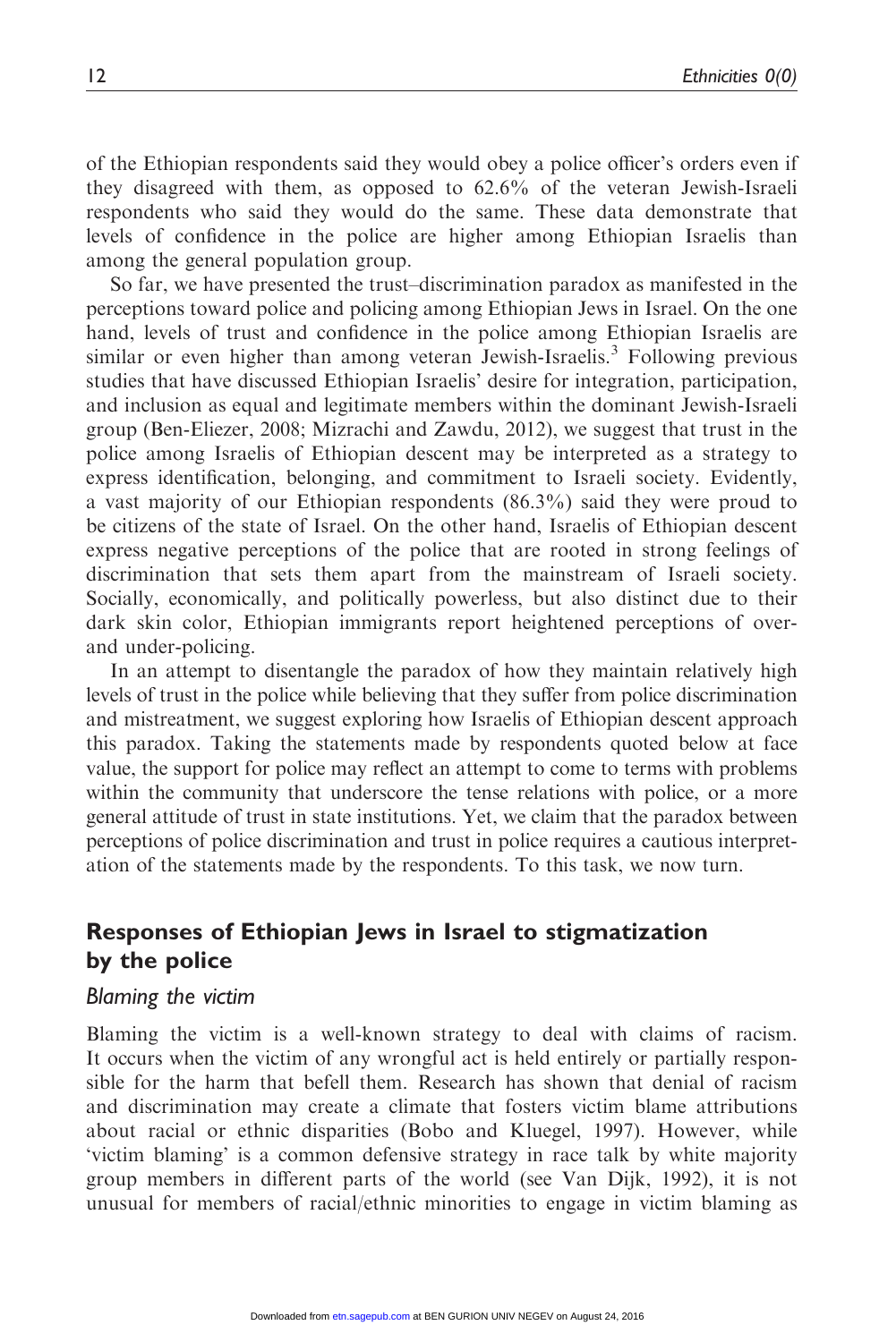of the Ethiopian respondents said they would obey a police officer's orders even if they disagreed with them, as opposed to 62.6% of the veteran Jewish-Israeli respondents who said they would do the same. These data demonstrate that levels of confidence in the police are higher among Ethiopian Israelis than among the general population group.

So far, we have presented the trust–discrimination paradox as manifested in the perceptions toward police and policing among Ethiopian Jews in Israel. On the one hand, levels of trust and confidence in the police among Ethiopian Israelis are similar or even higher than among veteran Jewish-Israelis.[3] Following previous studies that have discussed Ethiopian Israelis' desire for integration, participation, and inclusion as equal and legitimate members within the dominant Jewish-Israeli group (Ben-Eliezer, 2008; Mizrachi and Zawdu, 2012), we suggest that trust in the police among Israelis of Ethiopian descent may be interpreted as a strategy to express identification, belonging, and commitment to Israeli society. Evidently, a vast majority of our Ethiopian respondents (86.3%) said they were proud to be citizens of the state of Israel. On the other hand, Israelis of Ethiopian descent express negative perceptions of the police that are rooted in strong feelings of discrimination that sets them apart from the mainstream of Israeli society. Socially, economically, and politically powerless, but also distinct due to their dark skin color, Ethiopian immigrants report heightened perceptions of over- and under-policing.

In an attempt to disentangle the paradox of how they maintain relatively high levels of trust in the police while believing that they suffer from police discrimination and mistreatment, we suggest exploring how Israelis of Ethiopian descent approach this paradox. Taking the statements made by respondents quoted below at face value, the support for police may reflect an attempt to come to terms with problems within the community that underscore the tense relations with police, or a more general attitude of trust in state institutions. Yet, we claim that the paradox between perceptions of police discrimination and trust in police requires a cautious interpretation of the statements made by the respondents. To this task, we now turn.

## Responses of Ethiopian Jews in Israel to stigmatization by the police

### *Blaming the victim*

Blaming the victim is a well-known strategy to deal with claims of racism. It occurs when the victim of any wrongful act is held entirely or partially responsible for the harm that befell them. Research has shown that denial of racism and discrimination may create a climate that fosters victim blame attributions about racial or ethnic disparities (Bobo and Kluegel, 1997). However, while 'victim blaming' is a common defensive strategy in race talk by white majority group members in different parts of the world (see Van Dijk, 1992), it is not unusual for members of racial/ethnic minorities to engage in victim blaming as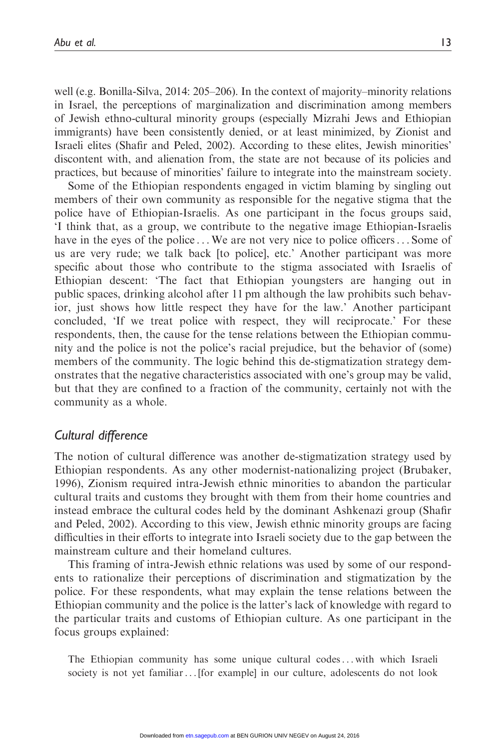well (e.g. Bonilla-Silva, 2014: 205–206). In the context of majority–minority relations in Israel, the perceptions of marginalization and discrimination among members of Jewish ethno-cultural minority groups (especially Mizrahi Jews and Ethiopian immigrants) have been consistently denied, or at least minimized, by Zionist and Israeli elites (Shafir and Peled, 2002). According to these elites, Jewish minorities' discontent with, and alienation from, the state are not because of its policies and practices, but because of minorities' failure to integrate into the mainstream society.

Some of the Ethiopian respondents engaged in victim blaming by singling out members of their own community as responsible for the negative stigma that the police have of Ethiopian-Israelis. As one participant in the focus groups said, 'I think that, as a group, we contribute to the negative image Ethiopian-Israelis have in the eyes of the police . . . We are not very nice to police officers . . . Some of us are very rude; we talk back [to police], etc.' Another participant was more specific about those who contribute to the stigma associated with Israelis of Ethiopian descent: 'The fact that Ethiopian youngsters are hanging out in public spaces, drinking alcohol after 11 pm although the law prohibits such behavior, just shows how little respect they have for the law.' Another participant concluded, 'If we treat police with respect, they will reciprocate.' For these respondents, then, the cause for the tense relations between the Ethiopian community and the police is not the police's racial prejudice, but the behavior of (some) members of the community. The logic behind this de-stigmatization strategy demonstrates that the negative characteristics associated with one's group may be valid, but that they are confined to a fraction of the community, certainly not with the community as a whole.

## *Cultural difference*

The notion of cultural difference was another de-stigmatization strategy used by Ethiopian respondents. As any other modernist-nationalizing project (Brubaker, 1996), Zionism required intra-Jewish ethnic minorities to abandon the particular cultural traits and customs they brought with them from their home countries and instead embrace the cultural codes held by the dominant Ashkenazi group (Shafir and Peled, 2002). According to this view, Jewish ethnic minority groups are facing difficulties in their efforts to integrate into Israeli society due to the gap between the mainstream culture and their homeland cultures.

This framing of intra-Jewish ethnic relations was used by some of our respondents to rationalize their perceptions of discrimination and stigmatization by the police. For these respondents, what may explain the tense relations between the Ethiopian community and the police is the latter's lack of knowledge with regard to the particular traits and customs of Ethiopian culture. As one participant in the focus groups explained:

> The Ethiopian community has some unique cultural codes . . . with which Israeli society is not yet familiar . . . [for example] in our culture, adolescents do not look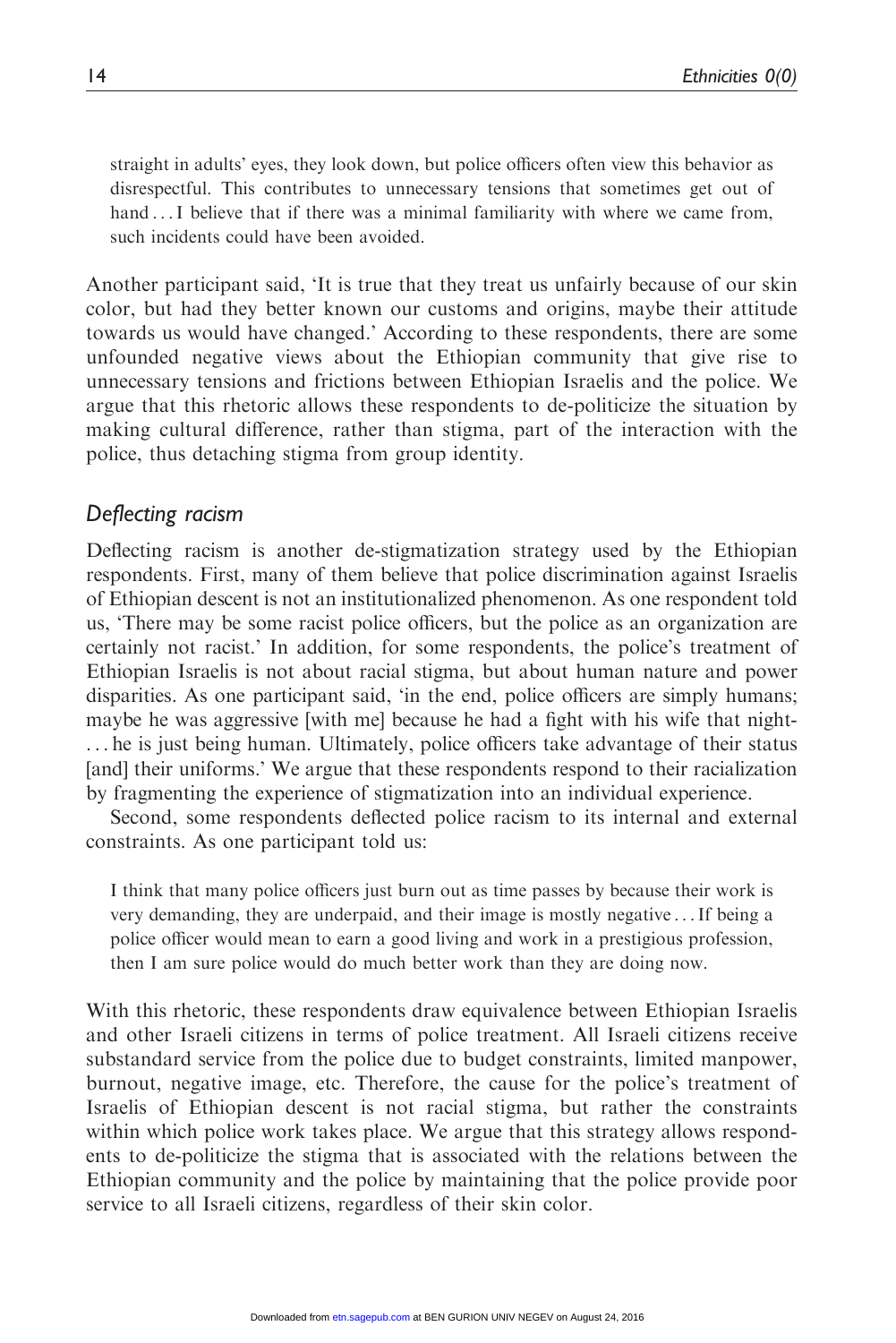> straight in adults' eyes, they look down, but police officers often view this behavior as disrespectful. This contributes to unnecessary tensions that sometimes get out of hand ... I believe that if there was a minimal familiarity with where we came from, such incidents could have been avoided.

Another participant said, 'It is true that they treat us unfairly because of our skin color, but had they better known our customs and origins, maybe their attitude towards us would have changed.' According to these respondents, there are some unfounded negative views about the Ethiopian community that give rise to unnecessary tensions and frictions between Ethiopian Israelis and the police. We argue that this rhetoric allows these respondents to de-politicize the situation by making cultural difference, rather than stigma, part of the interaction with the police, thus detaching stigma from group identity.

### *Deflecting racism*

Deflecting racism is another de-stigmatization strategy used by the Ethiopian respondents. First, many of them believe that police discrimination against Israelis of Ethiopian descent is not an institutionalized phenomenon. As one respondent told us, 'There may be some racist police officers, but the police as an organization are certainly not racist.' In addition, for some respondents, the police's treatment of Ethiopian Israelis is not about racial stigma, but about human nature and power disparities. As one participant said, 'in the end, police officers are simply humans; maybe he was aggressive [with me] because he had a fight with his wife that night- ... he is just being human. Ultimately, police officers take advantage of their status [and] their uniforms.' We argue that these respondents respond to their racialization by fragmenting the experience of stigmatization into an individual experience.

Second, some respondents deflected police racism to its internal and external constraints. As one participant told us:

> I think that many police officers just burn out as time passes by because their work is very demanding, they are underpaid, and their image is mostly negative ... If being a police officer would mean to earn a good living and work in a prestigious profession, then I am sure police would do much better work than they are doing now.

With this rhetoric, these respondents draw equivalence between Ethiopian Israelis and other Israeli citizens in terms of police treatment. All Israeli citizens receive substandard service from the police due to budget constraints, limited manpower, burnout, negative image, etc. Therefore, the cause for the police's treatment of Israelis of Ethiopian descent is not racial stigma, but rather the constraints within which police work takes place. We argue that this strategy allows respondents to de-politicize the stigma that is associated with the relations between the Ethiopian community and the police by maintaining that the police provide poor service to all Israeli citizens, regardless of their skin color.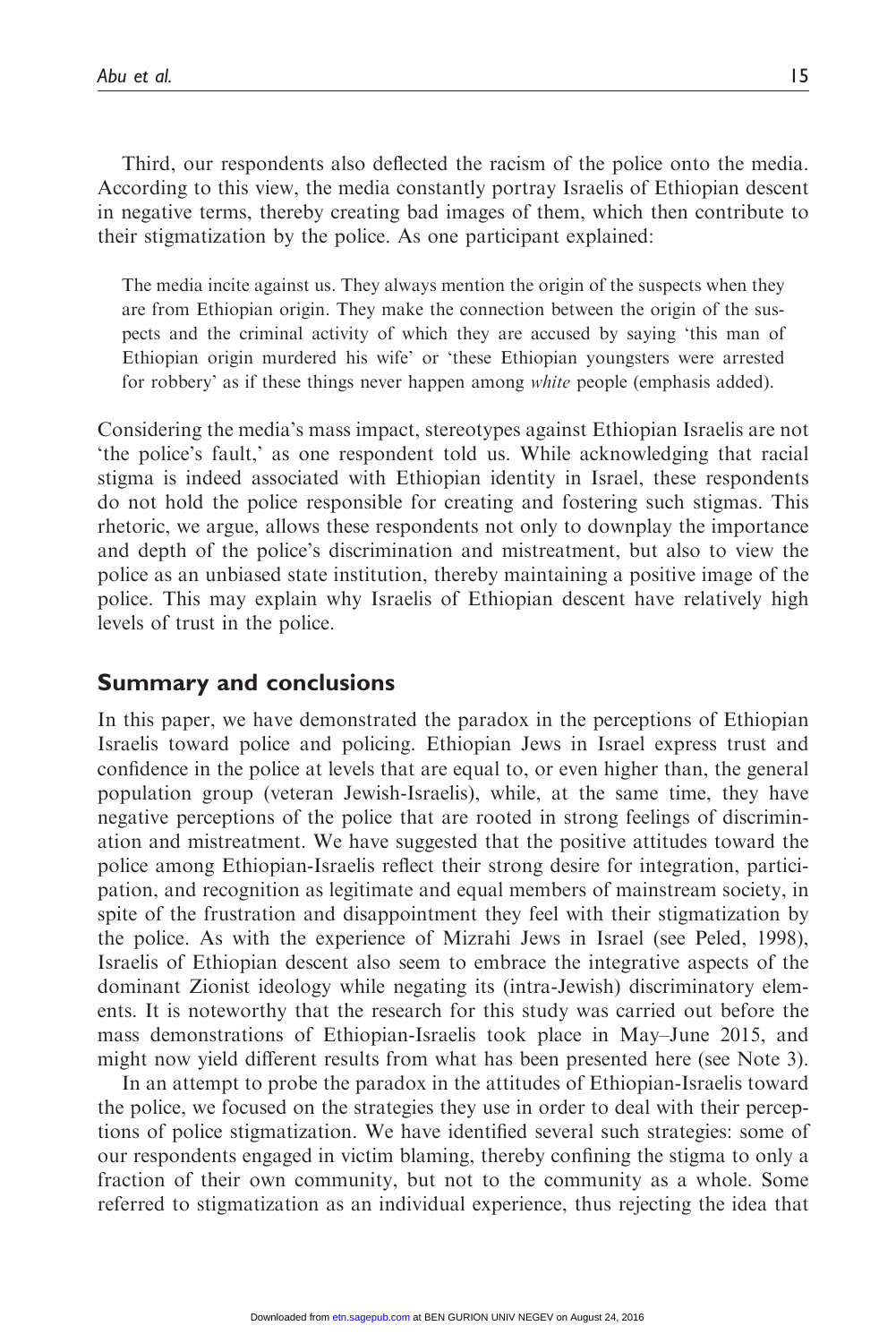Third, our respondents also deflected the racism of the police onto the media. According to this view, the media constantly portray Israelis of Ethiopian descent in negative terms, thereby creating bad images of them, which then contribute to their stigmatization by the police. As one participant explained:

> The media incite against us. They always mention the origin of the suspects when they are from Ethiopian origin. They make the connection between the origin of the suspects and the criminal activity of which they are accused by saying 'this man of Ethiopian origin murdered his wife' or 'these Ethiopian youngsters were arrested for robbery' as if these things never happen among *white* people (emphasis added).

Considering the media's mass impact, stereotypes against Ethiopian Israelis are not 'the police's fault,' as one respondent told us. While acknowledging that racial stigma is indeed associated with Ethiopian identity in Israel, these respondents do not hold the police responsible for creating and fostering such stigmas. This rhetoric, we argue, allows these respondents not only to downplay the importance and depth of the police's discrimination and mistreatment, but also to view the police as an unbiased state institution, thereby maintaining a positive image of the police. This may explain why Israelis of Ethiopian descent have relatively high levels of trust in the police.

## Summary and conclusions

In this paper, we have demonstrated the paradox in the perceptions of Ethiopian Israelis toward police and policing. Ethiopian Jews in Israel express trust and confidence in the police at levels that are equal to, or even higher than, the general population group (veteran Jewish-Israelis), while, at the same time, they have negative perceptions of the police that are rooted in strong feelings of discrimination and mistreatment. We have suggested that the positive attitudes toward the police among Ethiopian-Israelis reflect their strong desire for integration, participation, and recognition as legitimate and equal members of mainstream society, in spite of the frustration and disappointment they feel with their stigmatization by the police. As with the experience of Mizrahi Jews in Israel (see Peled, 1998), Israelis of Ethiopian descent also seem to embrace the integrative aspects of the dominant Zionist ideology while negating its (intra-Jewish) discriminatory elements. It is noteworthy that the research for this study was carried out before the mass demonstrations of Ethiopian-Israelis took place in May–June 2015, and might now yield different results from what has been presented here (see Note 3).

In an attempt to probe the paradox in the attitudes of Ethiopian-Israelis toward the police, we focused on the strategies they use in order to deal with their perceptions of police stigmatization. We have identified several such strategies: some of our respondents engaged in victim blaming, thereby confining the stigma to only a fraction of their own community, but not to the community as a whole. Some referred to stigmatization as an individual experience, thus rejecting the idea that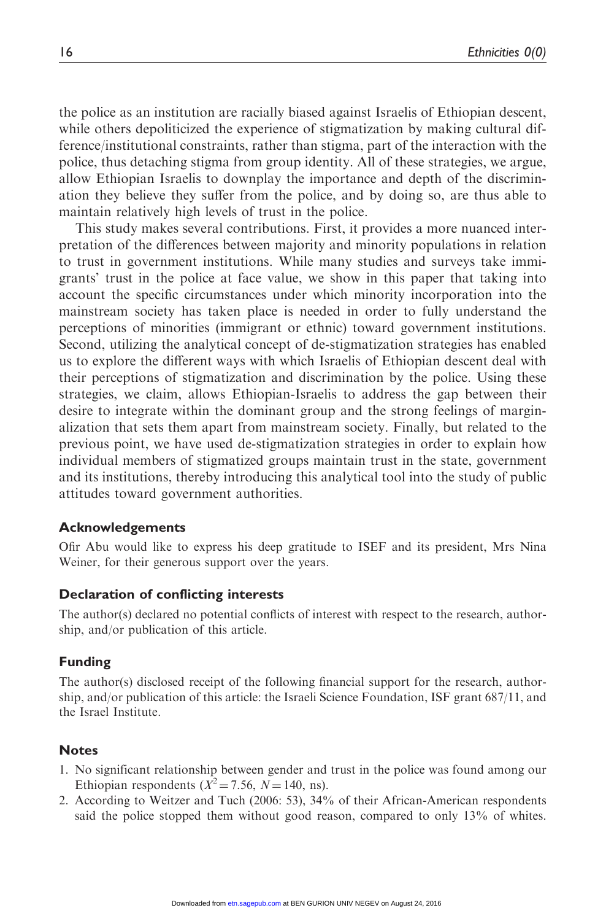the police as an institution are racially biased against Israelis of Ethiopian descent, while others depoliticized the experience of stigmatization by making cultural difference/institutional constraints, rather than stigma, part of the interaction with the police, thus detaching stigma from group identity. All of these strategies, we argue, allow Ethiopian Israelis to downplay the importance and depth of the discrimination they believe they suffer from the police, and by doing so, are thus able to maintain relatively high levels of trust in the police.

This study makes several contributions. First, it provides a more nuanced interpretation of the differences between majority and minority populations in relation to trust in government institutions. While many studies and surveys take immigrants' trust in the police at face value, we show in this paper that taking into account the specific circumstances under which minority incorporation into the mainstream society has taken place is needed in order to fully understand the perceptions of minorities (immigrant or ethnic) toward government institutions. Second, utilizing the analytical concept of de-stigmatization strategies has enabled us to explore the different ways with which Israelis of Ethiopian descent deal with their perceptions of stigmatization and discrimination by the police. Using these strategies, we claim, allows Ethiopian-Israelis to address the gap between their desire to integrate within the dominant group and the strong feelings of marginalization that sets them apart from mainstream society. Finally, but related to the previous point, we have used de-stigmatization strategies in order to explain how individual members of stigmatized groups maintain trust in the state, government and its institutions, thereby introducing this analytical tool into the study of public attitudes toward government authorities.

## Acknowledgements

Ofir Abu would like to express his deep gratitude to ISEF and its president, Mrs Nina Weiner, for their generous support over the years.

## Declaration of conflicting interests

The author(s) declared no potential conflicts of interest with respect to the research, authorship, and/or publication of this article.

## Funding

The author(s) disclosed receipt of the following financial support for the research, authorship, and/or publication of this article: the Israeli Science Foundation, ISF grant 687/11, and the Israel Institute.

## Notes

1. No significant relationship between gender and trust in the police was found among our Ethiopian respondents ($X^2 = 7.56$, $N = 140$, ns).
2. According to Weitzer and Tuch (2006: 53), 34% of their African-American respondents said the police stopped them without good reason, compared to only 13% of whites.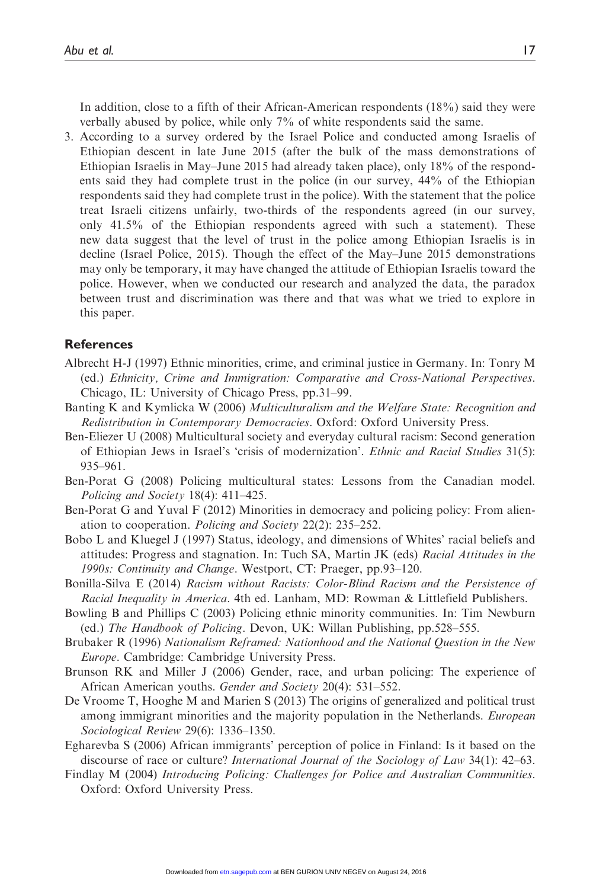In addition, close to a fifth of their African-American respondents (18%) said they were verbally abused by police, while only 7% of white respondents said the same.

3. According to a survey ordered by the Israel Police and conducted among Israelis of Ethiopian descent in late June 2015 (after the bulk of the mass demonstrations of Ethiopian Israelis in May–June 2015 had already taken place), only 18% of the respondents said they had complete trust in the police (in our survey, 44% of the Ethiopian respondents said they had complete trust in the police). With the statement that the police treat Israeli citizens unfairly, two-thirds of the respondents agreed (in our survey, only 41.5% of the Ethiopian respondents agreed with such a statement). These new data suggest that the level of trust in the police among Ethiopian Israelis is in decline (Israel Police, 2015). Though the effect of the May–June 2015 demonstrations may only be temporary, it may have changed the attitude of Ethiopian Israelis toward the police. However, when we conducted our research and analyzed the data, the paradox between trust and discrimination was there and that was what we tried to explore in this paper.

## References

Albrecht H-J (1997) Ethnic minorities, crime, and criminal justice in Germany. In: Tonry M (ed.) *Ethnicity, Crime and Immigration: Comparative and Cross-National Perspectives*. Chicago, IL: University of Chicago Press, pp.31–99.

Banting K and Kymlicka W (2006) *Multiculturalism and the Welfare State: Recognition and Redistribution in Contemporary Democracies*. Oxford: Oxford University Press.

Ben-Eliezer U (2008) Multicultural society and everyday cultural racism: Second generation of Ethiopian Jews in Israel's 'crisis of modernization'. *Ethnic and Racial Studies* 31(5): 935–961.

Ben-Porat G (2008) Policing multicultural states: Lessons from the Canadian model. *Policing and Society* 18(4): 411–425.

Ben-Porat G and Yuval F (2012) Minorities in democracy and policing policy: From alienation to cooperation. *Policing and Society* 22(2): 235–252.

Bobo L and Kluegel J (1997) Status, ideology, and dimensions of Whites' racial beliefs and attitudes: Progress and stagnation. In: Tuch SA, Martin JK (eds) *Racial Attitudes in the 1990s: Continuity and Change*. Westport, CT: Praeger, pp.93–120.

Bonilla-Silva E (2014) *Racism without Racists: Color-Blind Racism and the Persistence of Racial Inequality in America*. 4th ed. Lanham, MD: Rowman & Littlefield Publishers.

Bowling B and Phillips C (2003) Policing ethnic minority communities. In: Tim Newburn (ed.) *The Handbook of Policing*. Devon, UK: Willan Publishing, pp.528–555.

Brubaker R (1996) *Nationalism Reframed: Nationhood and the National Question in the New Europe*. Cambridge: Cambridge University Press.

Brunson RK and Miller J (2006) Gender, race, and urban policing: The experience of African American youths. *Gender and Society* 20(4): 531–552.

De Vroome T, Hooghe M and Marien S (2013) The origins of generalized and political trust among immigrant minorities and the majority population in the Netherlands. *European Sociological Review* 29(6): 1336–1350.

Egharevba S (2006) African immigrants' perception of police in Finland: Is it based on the discourse of race or culture? *International Journal of the Sociology of Law* 34(1): 42–63.

Findlay M (2004) *Introducing Policing: Challenges for Police and Australian Communities*. Oxford: Oxford University Press.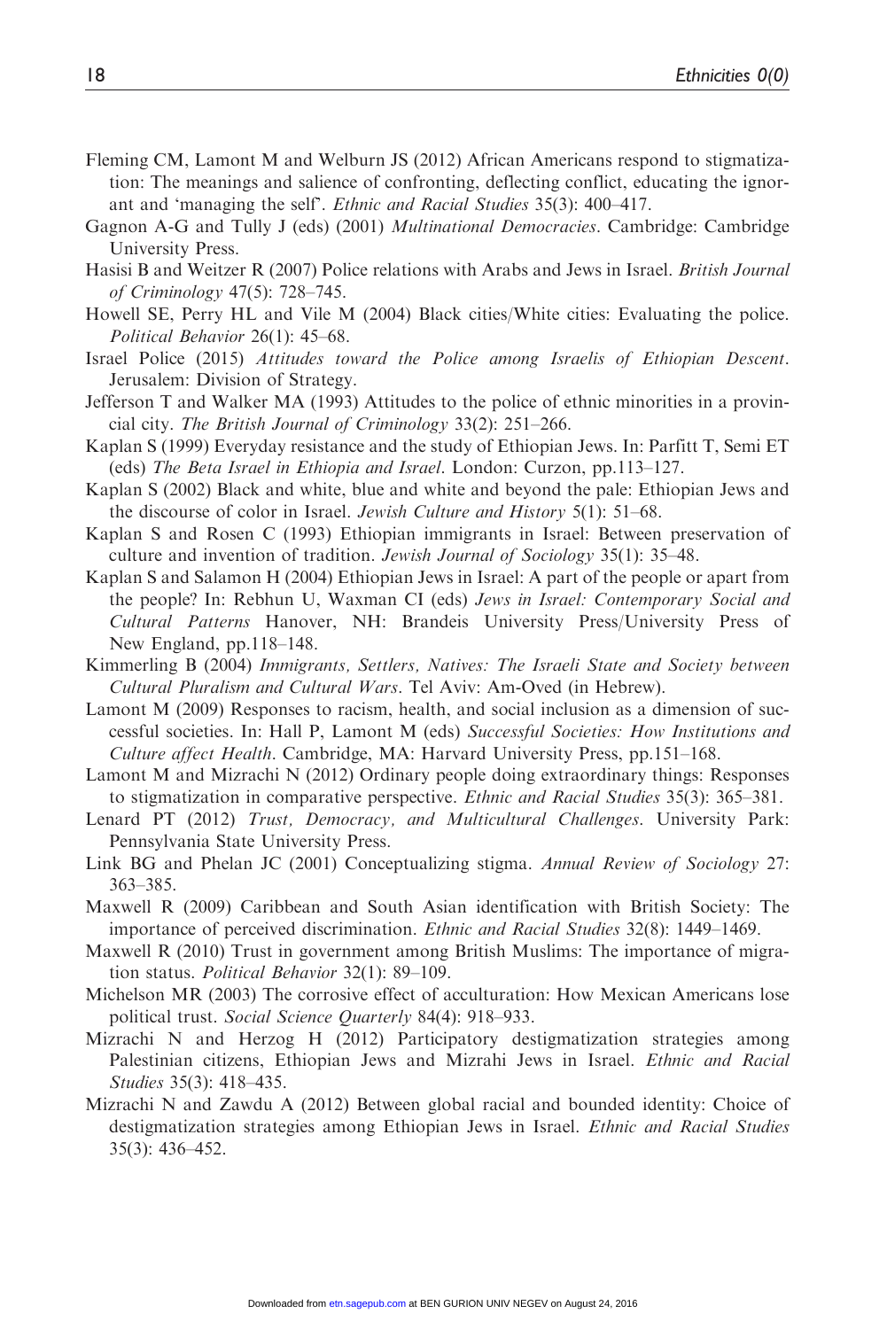Fleming CM, Lamont M and Welburn JS (2012) African Americans respond to stigmatization: The meanings and salience of confronting, deflecting conflict, educating the ignorant and 'managing the self'. *Ethnic and Racial Studies* 35(3): 400–417.

Gagnon A-G and Tully J (eds) (2001) *Multinational Democracies*. Cambridge: Cambridge University Press.

Hasisi B and Weitzer R (2007) Police relations with Arabs and Jews in Israel. *British Journal of Criminology* 47(5): 728–745.

Howell SE, Perry HL and Vile M (2004) Black cities/White cities: Evaluating the police. *Political Behavior* 26(1): 45–68.

Israel Police (2015) *Attitudes toward the Police among Israelis of Ethiopian Descent*. Jerusalem: Division of Strategy.

Jefferson T and Walker MA (1993) Attitudes to the police of ethnic minorities in a provincial city. *The British Journal of Criminology* 33(2): 251–266.

Kaplan S (1999) Everyday resistance and the study of Ethiopian Jews. In: Parfitt T, Semi ET (eds) *The Beta Israel in Ethiopia and Israel*. London: Curzon, pp.113–127.

Kaplan S (2002) Black and white, blue and white and beyond the pale: Ethiopian Jews and the discourse of color in Israel. *Jewish Culture and History* 5(1): 51–68.

Kaplan S and Rosen C (1993) Ethiopian immigrants in Israel: Between preservation of culture and invention of tradition. *Jewish Journal of Sociology* 35(1): 35–48.

Kaplan S and Salamon H (2004) Ethiopian Jews in Israel: A part of the people or apart from the people? In: Rebhun U, Waxman CI (eds) *Jews in Israel: Contemporary Social and Cultural Patterns* Hanover, NH: Brandeis University Press/University Press of New England, pp.118–148.

Kimmerling B (2004) *Immigrants, Settlers, Natives: The Israeli State and Society between Cultural Pluralism and Cultural Wars*. Tel Aviv: Am-Oved (in Hebrew).

Lamont M (2009) Responses to racism, health, and social inclusion as a dimension of successful societies. In: Hall P, Lamont M (eds) *Successful Societies: How Institutions and Culture affect Health*. Cambridge, MA: Harvard University Press, pp.151–168.

Lamont M and Mizrachi N (2012) Ordinary people doing extraordinary things: Responses to stigmatization in comparative perspective. *Ethnic and Racial Studies* 35(3): 365–381.

Lenard PT (2012) *Trust, Democracy, and Multicultural Challenges*. University Park: Pennsylvania State University Press.

Link BG and Phelan JC (2001) Conceptualizing stigma. *Annual Review of Sociology* 27: 363–385.

Maxwell R (2009) Caribbean and South Asian identification with British Society: The importance of perceived discrimination. *Ethnic and Racial Studies* 32(8): 1449–1469.

Maxwell R (2010) Trust in government among British Muslims: The importance of migration status. *Political Behavior* 32(1): 89–109.

Michelson MR (2003) The corrosive effect of acculturation: How Mexican Americans lose political trust. *Social Science Quarterly* 84(4): 918–933.

Mizrachi N and Herzog H (2012) Participatory destigmatization strategies among Palestinian citizens, Ethiopian Jews and Mizrahi Jews in Israel. *Ethnic and Racial Studies* 35(3): 418–435.

Mizrachi N and Zawdu A (2012) Between global racial and bounded identity: Choice of destigmatization strategies among Ethiopian Jews in Israel. *Ethnic and Racial Studies* 35(3): 436–452.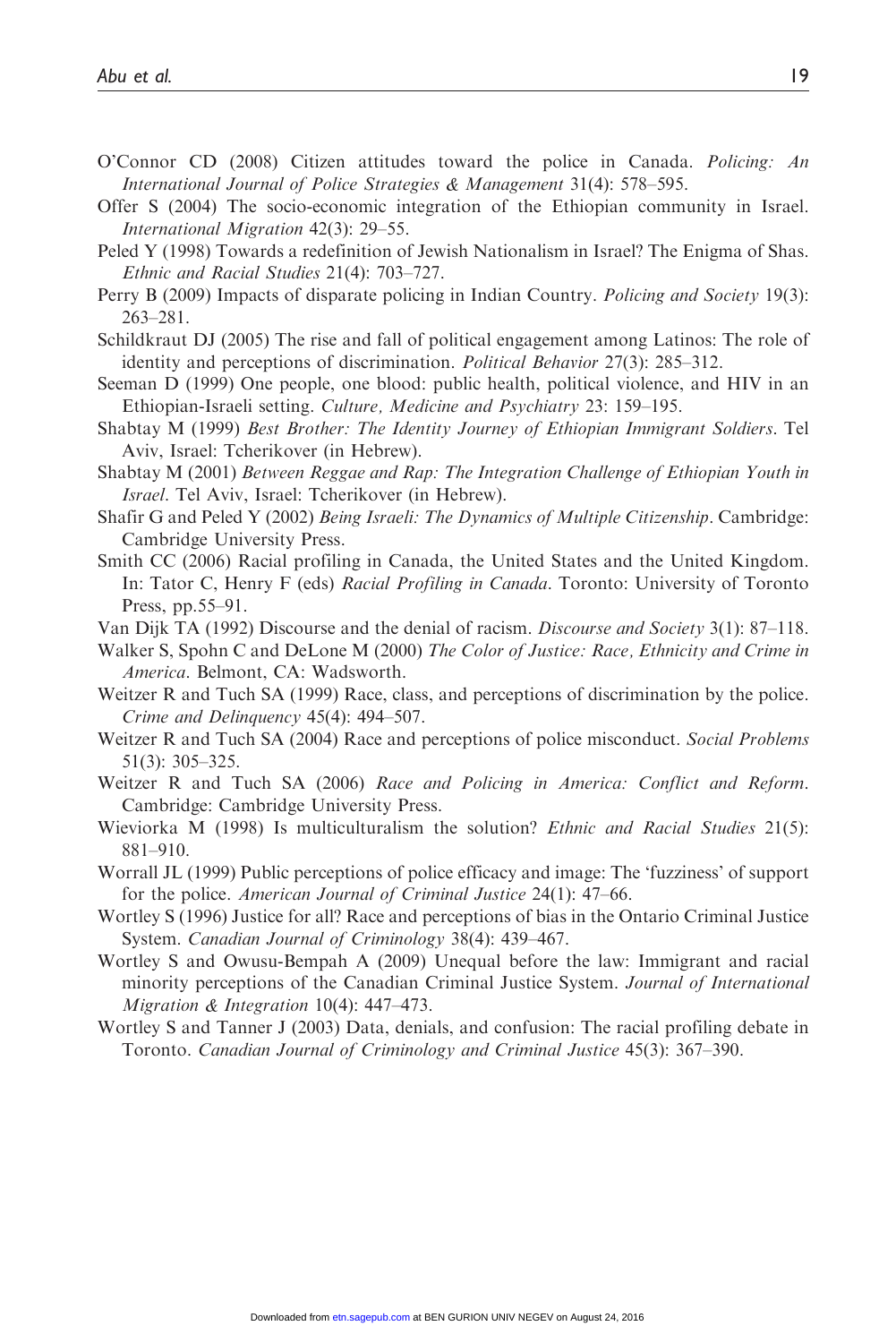O'Connor CD (2008) Citizen attitudes toward the police in Canada. *Policing: An International Journal of Police Strategies & Management* 31(4): 578–595.

Offer S (2004) The socio-economic integration of the Ethiopian community in Israel. *International Migration* 42(3): 29–55.

Peled Y (1998) Towards a redefinition of Jewish Nationalism in Israel? The Enigma of Shas. *Ethnic and Racial Studies* 21(4): 703–727.

Perry B (2009) Impacts of disparate policing in Indian Country. *Policing and Society* 19(3): 263–281.

Schildkraut DJ (2005) The rise and fall of political engagement among Latinos: The role of identity and perceptions of discrimination. *Political Behavior* 27(3): 285–312.

Seeman D (1999) One people, one blood: public health, political violence, and HIV in an Ethiopian-Israeli setting. *Culture, Medicine and Psychiatry* 23: 159–195.

Shabtay M (1999) *Best Brother: The Identity Journey of Ethiopian Immigrant Soldiers*. Tel Aviv, Israel: Tcherikover (in Hebrew).

Shabtay M (2001) *Between Reggae and Rap: The Integration Challenge of Ethiopian Youth in Israel*. Tel Aviv, Israel: Tcherikover (in Hebrew).

Shafir G and Peled Y (2002) *Being Israeli: The Dynamics of Multiple Citizenship*. Cambridge: Cambridge University Press.

Smith CC (2006) Racial profiling in Canada, the United States and the United Kingdom. In: Tator C, Henry F (eds) *Racial Profiling in Canada*. Toronto: University of Toronto Press, pp.55–91.

Van Dijk TA (1992) Discourse and the denial of racism. *Discourse and Society* 3(1): 87–118.

Walker S, Spohn C and DeLone M (2000) *The Color of Justice: Race, Ethnicity and Crime in America*. Belmont, CA: Wadsworth.

Weitzer R and Tuch SA (1999) Race, class, and perceptions of discrimination by the police. *Crime and Delinquency* 45(4): 494–507.

Weitzer R and Tuch SA (2004) Race and perceptions of police misconduct. *Social Problems* 51(3): 305–325.

Weitzer R and Tuch SA (2006) *Race and Policing in America: Conflict and Reform*. Cambridge: Cambridge University Press.

Wieviorka M (1998) Is multiculturalism the solution? *Ethnic and Racial Studies* 21(5): 881–910.

Worrall JL (1999) Public perceptions of police efficacy and image: The 'fuzziness' of support for the police. *American Journal of Criminal Justice* 24(1): 47–66.

Wortley S (1996) Justice for all? Race and perceptions of bias in the Ontario Criminal Justice System. *Canadian Journal of Criminology* 38(4): 439–467.

Wortley S and Owusu-Bempah A (2009) Unequal before the law: Immigrant and racial minority perceptions of the Canadian Criminal Justice System. *Journal of International Migration & Integration* 10(4): 447–473.

Wortley S and Tanner J (2003) Data, denials, and confusion: The racial profiling debate in Toronto. *Canadian Journal of Criminology and Criminal Justice* 45(3): 367–390.